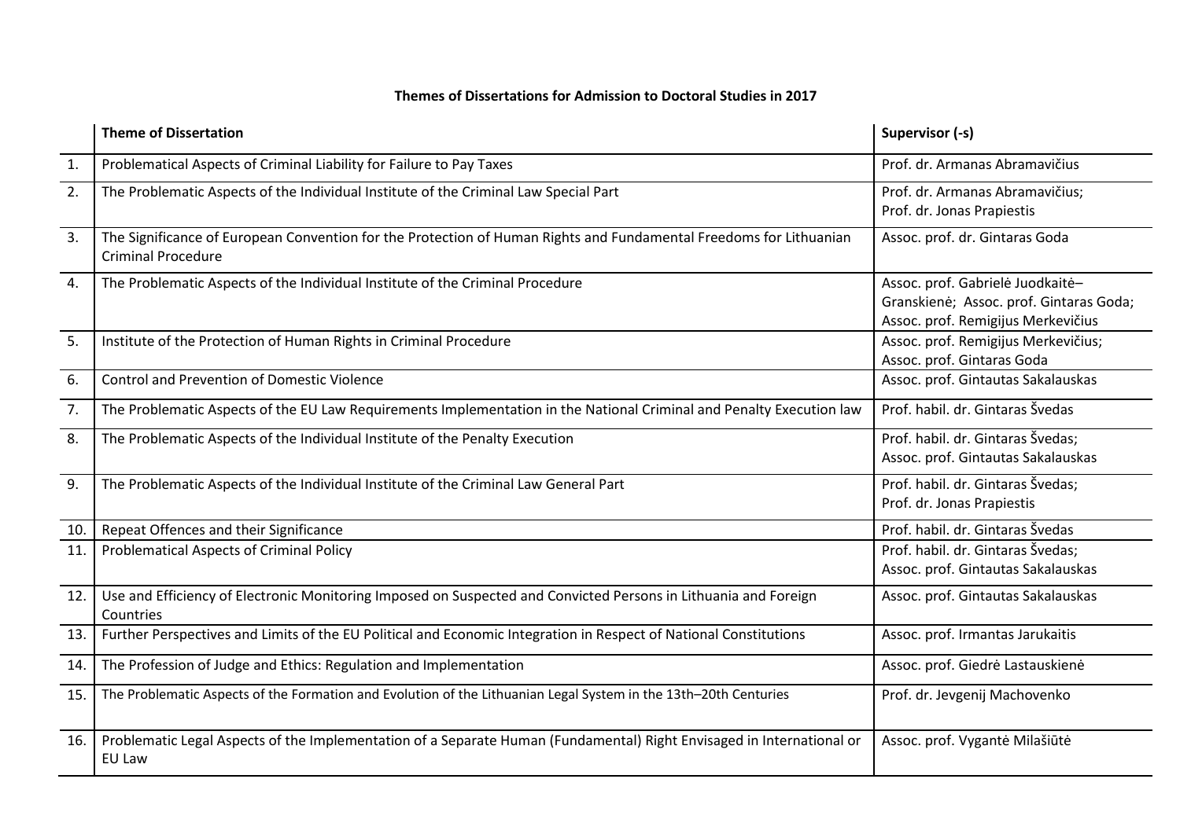**Themes of Dissertations for Admission to Doctoral Studies in 2017**

| | Theme of Dissertation | Supervisor (-s) |
|---|---|---|
| 1. | Problematical Aspects of Criminal Liability for Failure to Pay Taxes | Prof. dr. Armanas Abramavičius |
| 2. | The Problematic Aspects of the Individual Institute of the Criminal Law Special Part | Prof. dr. Armanas Abramavičius; Prof. dr. Jonas Prapiestis |
| 3. | The Significance of European Convention for the Protection of Human Rights and Fundamental Freedoms for Lithuanian Criminal Procedure | Assoc. prof. dr. Gintaras Goda |
| 4. | The Problematic Aspects of the Individual Institute of the Criminal Procedure | Assoc. prof. Gabrielė Juodkaitė–Granskienė; Assoc. prof. Gintaras Goda; Assoc. prof. Remigijus Merkevičius |
| 5. | Institute of the Protection of Human Rights in Criminal Procedure | Assoc. prof. Remigijus Merkevičius; Assoc. prof. Gintaras Goda |
| 6. | Control and Prevention of Domestic Violence | Assoc. prof. Gintautas Sakalauskas |
| 7. | The Problematic Aspects of the EU Law Requirements Implementation in the National Criminal and Penalty Execution law | Prof. habil. dr. Gintaras Švedas |
| 8. | The Problematic Aspects of the Individual Institute of the Penalty Execution | Prof. habil. dr. Gintaras Švedas; Assoc. prof. Gintautas Sakalauskas |
| 9. | The Problematic Aspects of the Individual Institute of the Criminal Law General Part | Prof. habil. dr. Gintaras Švedas; Prof. dr. Jonas Prapiestis |
| 10. | Repeat Offences and their Significance | Prof. habil. dr. Gintaras Švedas |
| 11. | Problematical Aspects of Criminal Policy | Prof. habil. dr. Gintaras Švedas; Assoc. prof. Gintautas Sakalauskas |
| 12. | Use and Efficiency of Electronic Monitoring Imposed on Suspected and Convicted Persons in Lithuania and Foreign Countries | Assoc. prof. Gintautas Sakalauskas |
| 13. | Further Perspectives and Limits of the EU Political and Economic Integration in Respect of National Constitutions | Assoc. prof. Irmantas Jarukaitis |
| 14. | The Profession of Judge and Ethics: Regulation and Implementation | Assoc. prof. Giedrė Lastauskienė |
| 15. | The Problematic Aspects of the Formation and Evolution of the Lithuanian Legal System in the 13th–20th Centuries | Prof. dr. Jevgenij Machovenko |
| 16. | Problematic Legal Aspects of the Implementation of a Separate Human (Fundamental) Right Envisaged in International or EU Law | Assoc. prof. Vygantė Milašiūtė |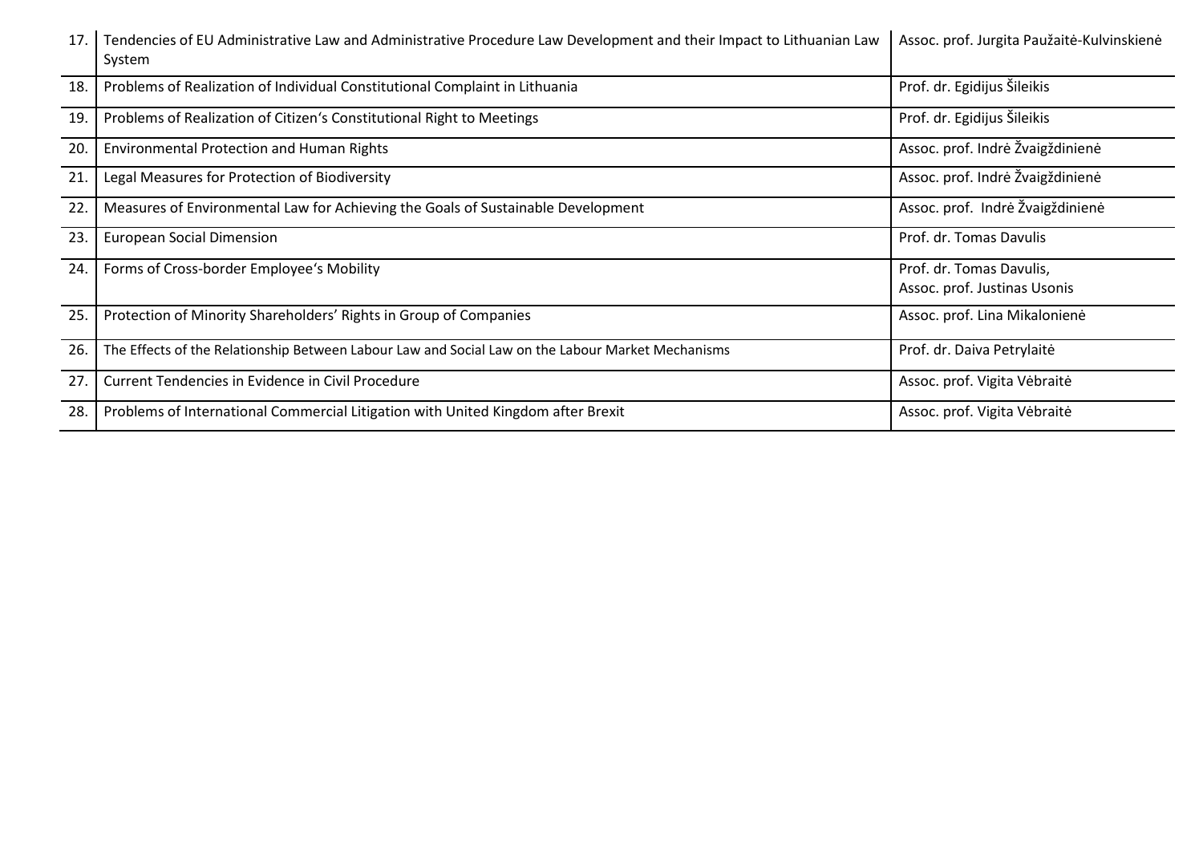| | | |
|---|---|---|
| 17. | Tendencies of EU Administrative Law and Administrative Procedure Law Development and their Impact to Lithuanian Law System | Assoc. prof. Jurgita Paužaitė-Kulvinskienė |
| 18. | Problems of Realization of Individual Constitutional Complaint in Lithuania | Prof. dr. Egidijus Šileikis |
| 19. | Problems of Realization of Citizen's Constitutional Right to Meetings | Prof. dr. Egidijus Šileikis |
| 20. | Environmental Protection and Human Rights | Assoc. prof. Indrė Žvaigždinienė |
| 21. | Legal Measures for Protection of Biodiversity | Assoc. prof. Indrė Žvaigždinienė |
| 22. | Measures of Environmental Law for Achieving the Goals of Sustainable Development | Assoc. prof. Indrė Žvaigždinienė |
| 23. | European Social Dimension | Prof. dr. Tomas Davulis |
| 24. | Forms of Cross-border Employee's Mobility | Prof. dr. Tomas Davulis, Assoc. prof. Justinas Usonis |
| 25. | Protection of Minority Shareholders' Rights in Group of Companies | Assoc. prof. Lina Mikalonienė |
| 26. | The Effects of the Relationship Between Labour Law and Social Law on the Labour Market Mechanisms | Prof. dr. Daiva Petrylaitė |
| 27. | Current Tendencies in Evidence in Civil Procedure | Assoc. prof. Vigita Vėbraitė |
| 28. | Problems of International Commercial Litigation with United Kingdom after Brexit | Assoc. prof. Vigita Vėbraitė |